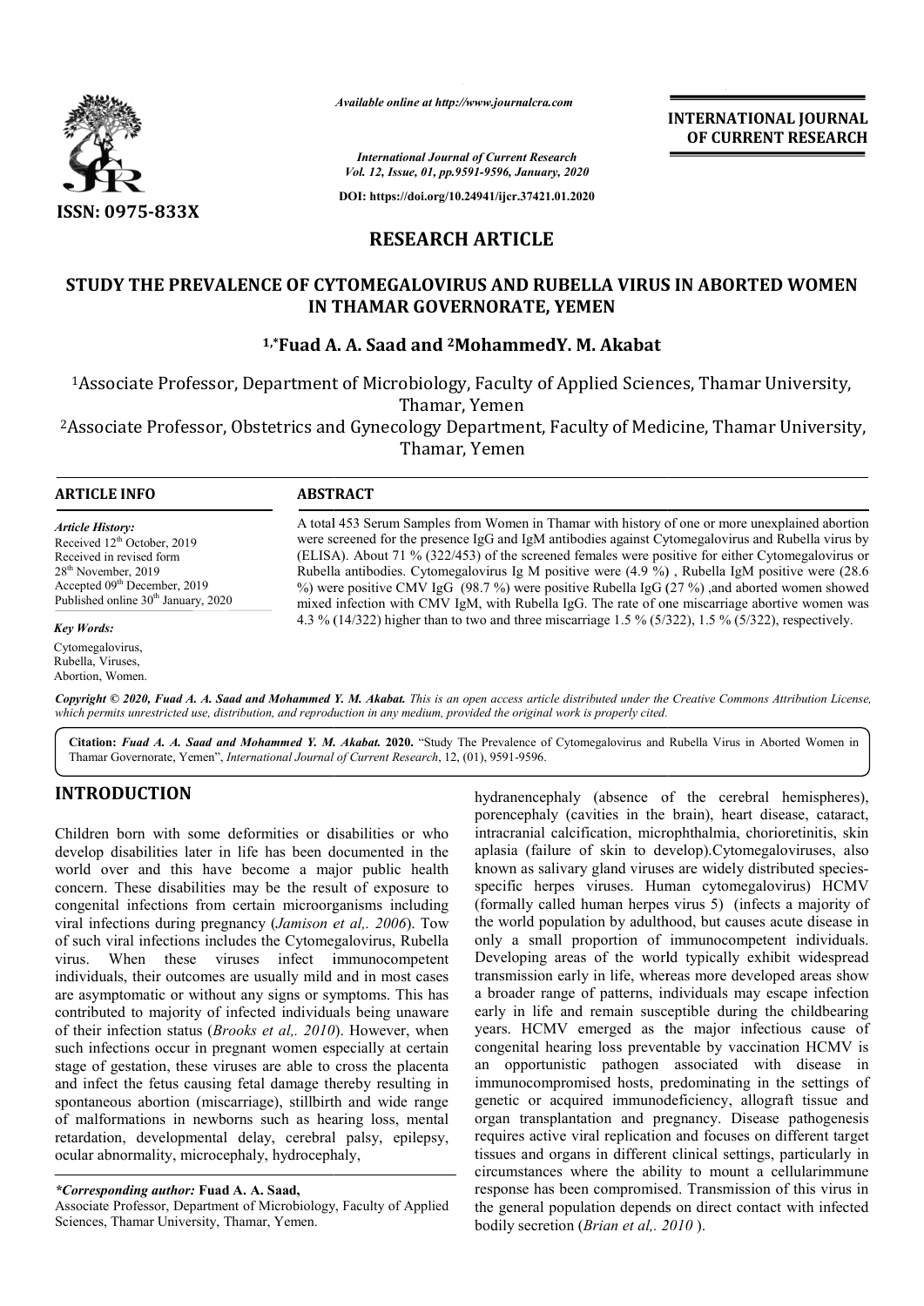**RESEARCH ARTICLE**

# STUDY THE PREVALENCE OF CYTOMEGALOVIRUS AND RUBELLA VIRUS IN ABORTED WOMEN IN THAMAR GOVERNORATE, YEMEN

**[1,*]Fuad A. A. Saad and [2]MohammedY. M. Akabat**

[1]Associate Professor, Department of Microbiology, Faculty of Applied Sciences, Thamar University, Thamar, Yemen

[2]Associate Professor, Obstetrics and Gynecology Department, Faculty of Medicine, Thamar University, Thamar, Yemen

## ARTICLE INFO

*Article History:*
Received 12th October, 2019
Received in revised form
28th November, 2019
Accepted 09th December, 2019
Published online 30th January, 2020

*Key Words:*
Cytomegalovirus,
Rubella, Viruses,
Abortion, Women.

## ABSTRACT

A total 453 Serum Samples from Women in Thamar with history of one or more unexplained abortion were screened for the presence IgG and IgM antibodies against Cytomegalovirus and Rubella virus by (ELISA). About 71 % (322/453) of the screened females were positive for either Cytomegalovirus or Rubella antibodies. Cytomegalovirus Ig M positive were (4.9 %) , Rubella IgM positive were (28.6 %) were positive CMV IgG (98.7 %) were positive Rubella IgG (27 %) ,and aborted women showed mixed infection with CMV IgM, with Rubella IgG. The rate of one miscarriage abortive women was 4.3 % (14/322) higher than to two and three miscarriage 1.5 % (5/322), 1.5 % (5/322), respectively.

*Copyright © 2020, Fuad A. A. Saad and Mohammed Y. M. Akabat. This is an open access article distributed under the Creative Commons Attribution License, which permits unrestricted use, distribution, and reproduction in any medium, provided the original work is properly cited.*

**Citation:** *Fuad A. A. Saad and Mohammed Y. M. Akabat.* **2020.** "Study The Prevalence of Cytomegalovirus and Rubella Virus in Aborted Women in Thamar Governorate, Yemen", *International Journal of Current Research*, 12, (01), 9591-9596.

## INTRODUCTION

Children born with some deformities or disabilities or who develop disabilities later in life has been documented in the world over and this have become a major public health concern. These disabilities may be the result of exposure to congenital infections from certain microorganisms including viral infections during pregnancy (*Jamison et al,. 2006*). Tow of such viral infections includes the Cytomegalovirus, Rubella virus. When these viruses infect immunocompetent individuals, their outcomes are usually mild and in most cases are asymptomatic or without any signs or symptoms. This has contributed to majority of infected individuals being unaware of their infection status (*Brooks et al,. 2010*). However, when such infections occur in pregnant women especially at certain stage of gestation, these viruses are able to cross the placenta and infect the fetus causing fetal damage thereby resulting in spontaneous abortion (miscarriage), stillbirth and wide range of malformations in newborns such as hearing loss, mental retardation, developmental delay, cerebral palsy, epilepsy, ocular abnormality, microcephaly, hydrocephaly, hydranencephaly (absence of the cerebral hemispheres), porencephaly (cavities in the brain), heart disease, cataract, intracranial calcification, microphthalmia, chorioretinitis, skin aplasia (failure of skin to develop).Cytomegaloviruses, also known as salivary gland viruses are widely distributed species-specific herpes viruses. Human cytomegalovirus) HCMV (formally called human herpes virus 5) (infects a majority of the world population by adulthood, but causes acute disease in only a small proportion of immunocompetent individuals. Developing areas of the world typically exhibit widespread transmission early in life, whereas more developed areas show a broader range of patterns, individuals may escape infection early in life and remain susceptible during the childbearing years. HCMV emerged as the major infectious cause of congenital hearing loss preventable by vaccination HCMV is an opportunistic pathogen associated with disease in immunocompromised hosts, predominating in the settings of genetic or acquired immunodeficiency, allograft tissue and organ transplantation and pregnancy. Disease pathogenesis requires active viral replication and focuses on different target tissues and organs in different clinical settings, particularly in circumstances where the ability to mount a cellularimmune response has been compromised. Transmission of this virus in the general population depends on direct contact with infected bodily secretion (*Brian et al,. 2010* ).

**\*Corresponding author: Fuad A. A. Saad,**
Associate Professor, Department of Microbiology, Faculty of Applied Sciences, Thamar University, Thamar, Yemen.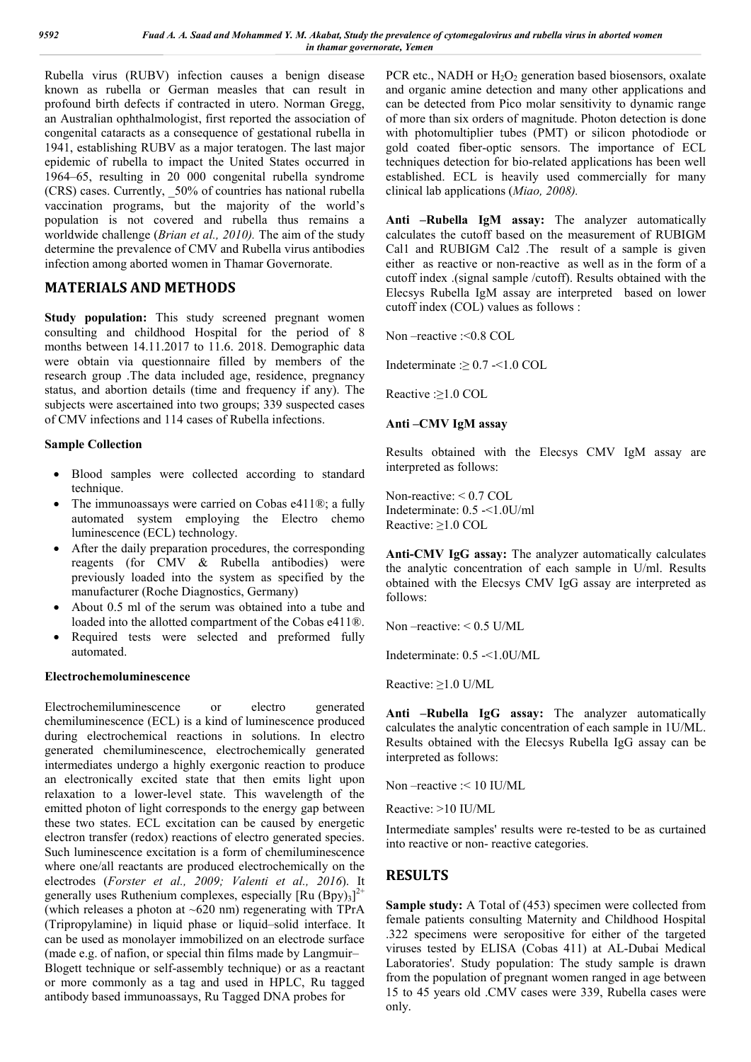Rubella virus (RUBV) infection causes a benign disease known as rubella or German measles that can result in profound birth defects if contracted in utero. Norman Gregg, an Australian ophthalmologist, first reported the association of congenital cataracts as a consequence of gestational rubella in 1941, establishing RUBV as a major teratogen. The last major epidemic of rubella to impact the United States occurred in 1964–65, resulting in 20 000 congenital rubella syndrome (CRS) cases. Currently, _50% of countries has national rubella vaccination programs, but the majority of the world's population is not covered and rubella thus remains a worldwide challenge (*Brian et al., 2010).* The aim of the study determine the prevalence of CMV and Rubella virus antibodies infection among aborted women in Thamar Governorate.

## MATERIALS AND METHODS

**Study population:** This study screened pregnant women consulting and childhood Hospital for the period of 8 months between 14.11.2017 to 11.6. 2018. Demographic data were obtain via questionnaire filled by members of the research group .The data included age, residence, pregnancy status, and abortion details (time and frequency if any). The subjects were ascertained into two groups; 339 suspected cases of CMV infections and 114 cases of Rubella infections.

### Sample Collection

- Blood samples were collected according to standard technique.
- The immunoassays were carried on Cobas e411®; a fully automated system employing the Electro chemo luminescence (ECL) technology.
- After the daily preparation procedures, the corresponding reagents (for CMV & Rubella antibodies) were previously loaded into the system as specified by the manufacturer (Roche Diagnostics, Germany)
- About 0.5 ml of the serum was obtained into a tube and loaded into the allotted compartment of the Cobas e411®.
- Required tests were selected and preformed fully automated.

### Electrochemoluminescence

Electrochemiluminescence or electro generated chemiluminescence (ECL) is a kind of luminescence produced during electrochemical reactions in solutions. In electro generated chemiluminescence, electrochemically generated intermediates undergo a highly exergonic reaction to produce an electronically excited state that then emits light upon relaxation to a lower-level state. This wavelength of the emitted photon of light corresponds to the energy gap between these two states. ECL excitation can be caused by energetic electron transfer (redox) reactions of electro generated species. Such luminescence excitation is a form of chemiluminescence where one/all reactants are produced electrochemically on the electrodes (*Forster et al., 2009; Valenti et al., 2016*). It generally uses Ruthenium complexes, especially $[Ru(Bpy)_3]^{2+}$ (which releases a photon at ~620 nm) regenerating with TPrA (Tripropylamine) in liquid phase or liquid–solid interface. It can be used as monolayer immobilized on an electrode surface (made e.g. of nafion, or special thin films made by Langmuir–Blogett technique or self-assembly technique) or as a reactant or more commonly as a tag and used in HPLC, Ru tagged antibody based immunoassays, Ru Tagged DNA probes for PCR etc., NADH or $H_2O_2$ generation based biosensors, oxalate and organic amine detection and many other applications and can be detected from Pico molar sensitivity to dynamic range of more than six orders of magnitude. Photon detection is done with photomultiplier tubes (PMT) or silicon photodiode or gold coated fiber-optic sensors. The importance of ECL techniques detection for bio-related applications has been well established. ECL is heavily used commercially for many clinical lab applications (*Miao, 2008).*

**Anti –Rubella IgM assay:** The analyzer automatically calculates the cutoff based on the measurement of RUBIGM Cal1 and RUBIGM Cal2 .The result of a sample is given either as reactive or non-reactive as well as in the form of a cutoff index .(signal sample /cutoff). Results obtained with the Elecsys Rubella IgM assay are interpreted based on lower cutoff index (COL) values as follows :

Non –reactive :<0.8 COL

Indeterminate :≥ 0.7 -<1.0 COL

Reactive :≥1.0 COL

**Anti –CMV IgM assay**

Results obtained with the Elecsys CMV IgM assay are interpreted as follows:

Non-reactive: < 0.7 COL
Indeterminate: 0.5 -<1.0U/ml
Reactive: ≥1.0 COL

**Anti-CMV IgG assay:** The analyzer automatically calculates the analytic concentration of each sample in U/ml. Results obtained with the Elecsys CMV IgG assay are interpreted as follows:

Non –reactive: < 0.5 U/ML

Indeterminate: 0.5 -<1.0U/ML

Reactive: ≥1.0 U/ML

**Anti –Rubella IgG assay:** The analyzer automatically calculates the analytic concentration of each sample in 1U/ML. Results obtained with the Elecsys Rubella IgG assay can be interpreted as follows:

Non –reactive :< 10 IU/ML

Reactive: >10 IU/ML

Intermediate samples' results were re-tested to be as curtained into reactive or non- reactive categories.

## RESULTS

**Sample study:** A Total of (453) specimen were collected from female patients consulting Maternity and Childhood Hospital .322 specimens were seropositive for either of the targeted viruses tested by ELISA (Cobas 411) at AL-Dubai Medical Laboratories'. Study population: The study sample is drawn from the population of pregnant women ranged in age between 15 to 45 years old .CMV cases were 339, Rubella cases were only.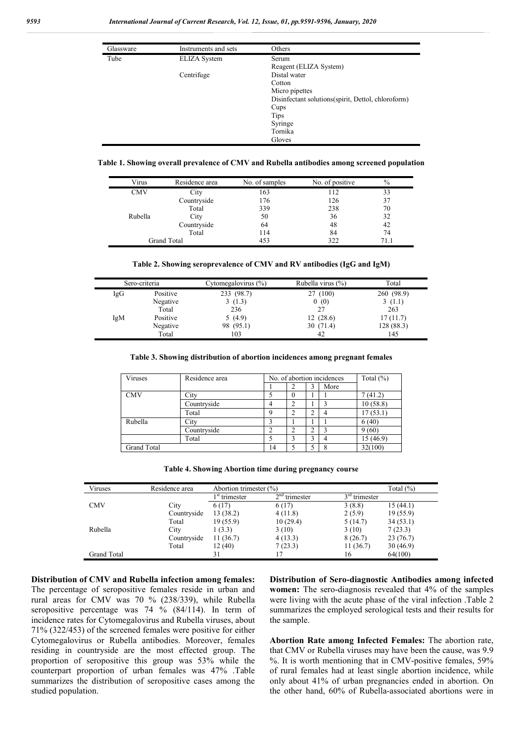| Glassware | Instruments and sets | Others |
|---|---|---|
| Tube | ELIZA System | Serum |
| | | Reagent (ELIZA System) |
| | Centrifuge | Distal water |
| | | Cotton |
| | | Micro pipettes |
| | | Disinfectant solutions(spirit, Dettol, chloroform) |
| | | Cups |
| | | Tips |
| | | Syringe |
| | | Tornika |
| | | Gloves |

**Table 1. Showing overall prevalence of CMV and Rubella antibodies among screened population**

| Virus | Residence area | No. of samples | No. of positive | % |
|---|---|---|---|---|
| CMV | City | 163 | 112 | 33 |
| | Countryside | 176 | 126 | 37 |
| | Total | 339 | 238 | 70 |
| Rubella | City | 50 | 36 | 32 |
| | Countryside | 64 | 48 | 42 |
| | Total | 114 | 84 | 74 |
| Grand Total | | 453 | 322 | 71.1 |

**Table 2. Showing seroprevalence of CMV and RV antibodies (IgG and IgM)**

| Sero-criteria | | Cytomegalovirus (%) | Rubella virus (%) | Total |
|---|---|---|---|---|
| IgG | Positive | 233 (98.7) | 27 (100) | 260 (98.9) |
| | Negative | 3 (1.3) | 0 (0) | 3 (1.1) |
| | Total | 236 | 27 | 263 |
| IgM | Positive | 5 (4.9) | 12 (28.6) | 17 (11.7) |
| | Negative | 98 (95.1) | 30 (71.4) | 128 (88.3) |
| | Total | 103 | 42 | 145 |

**Table 3. Showing distribution of abortion incidences among pregnant females**

| Viruses | Residence area | No. of abortion incidences | | | | Total (%) |
|---|---|---|---|---|---|---|
| | | 1 | 2 | 3 | More | |
| CMV | City | 5 | 0 | 1 | 1 | 7 (41.2) |
| | Countryside | 4 | 2 | 1 | 3 | 10 (58.8) |
| | Total | 9 | 2 | 2 | 4 | 17 (53.1) |
| Rubella | City | 3 | 1 | 1 | 1 | 6 (40) |
| | Countryside | 2 | 2 | 2 | 3 | 9 (60) |
| | Total | 5 | 3 | 3 | 4 | 15 (46.9) |
| Grand Total | | 14 | 5 | 5 | 8 | 32(100) |

**Table 4. Showing Abortion time during pregnancy course**

| Viruses | Residence area | Abortion trimester (%) | | | Total (%) |
|---|---|---|---|---|---|
| | | 1st trimester | 2nd trimester | 3rd trimester | |
| CMV | City | 6 (17) | 6 (17) | 3 (8.8) | 15 (44.1) |
| | Countryside | 13 (38.2) | 4 (11.8) | 2 (5.9) | 19 (55.9) |
| | Total | 19 (55.9) | 10 (29.4) | 5 (14.7) | 34 (53.1) |
| Rubella | City | 1 (3.3) | 3 (10) | 3 (10) | 7 (23.3) |
| | Countryside | 11 (36.7) | 4 (13.3) | 8 (26.7) | 23 (76.7) |
| | Total | 12 (40) | 7 (23.3) | 11 (36.7) | 30 (46.9) |
| Grand Total | | 31 | 17 | 16 | 64(100) |

**Distribution of CMV and Rubella infection among females:** The percentage of seropositive females reside in urban and rural areas for CMV was 70 % (238/339), while Rubella seropositive percentage was 74 % (84/114). In term of incidence rates for Cytomegalovirus and Rubella viruses, about 71% (322/453) of the screened females were positive for either Cytomegalovirus or Rubella antibodies. Moreover, females residing in countryside are the most effected group. The proportion of seropositive this group was 53% while the counterpart proportion of urban females was 47% .Table summarizes the distribution of seropositive cases among the studied population.

**Distribution of Sero-diagnostic Antibodies among infected women:** The sero-diagnosis revealed that 4% of the samples were living with the acute phase of the viral infection .Table 2 summarizes the employed serological tests and their results for the sample.

**Abortion Rate among Infected Females:** The abortion rate, that CMV or Rubella viruses may have been the cause, was 9.9 %. It is worth mentioning that in CMV-positive females, 59% of rural females had at least single abortion incidence, while only about 41% of urban pregnancies ended in abortion. On the other hand, 60% of Rubella-associated abortions were in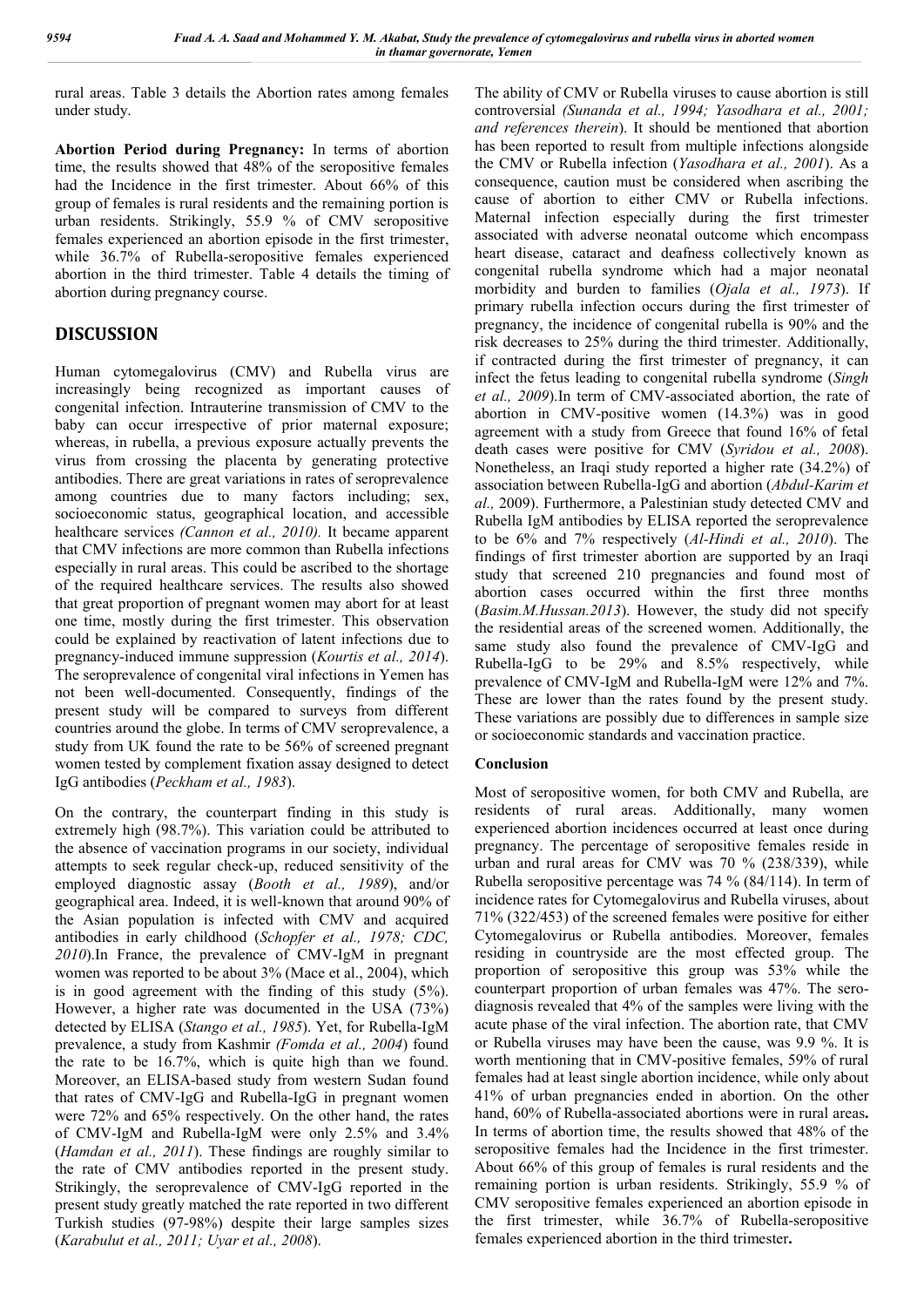rural areas. Table 3 details the Abortion rates among females under study.

**Abortion Period during Pregnancy:** In terms of abortion time, the results showed that 48% of the seropositive females had the Incidence in the first trimester. About 66% of this group of females is rural residents and the remaining portion is urban residents. Strikingly, 55.9 % of CMV seropositive females experienced an abortion episode in the first trimester, while 36.7% of Rubella-seropositive females experienced abortion in the third trimester. Table 4 details the timing of abortion during pregnancy course.

## DISCUSSION

Human cytomegalovirus (CMV) and Rubella virus are increasingly being recognized as important causes of congenital infection. Intrauterine transmission of CMV to the baby can occur irrespective of prior maternal exposure; whereas, in rubella, a previous exposure actually prevents the virus from crossing the placenta by generating protective antibodies. There are great variations in rates of seroprevalence among countries due to many factors including; sex, socioeconomic status, geographical location, and accessible healthcare services *(Cannon et al., 2010).* It became apparent that CMV infections are more common than Rubella infections especially in rural areas. This could be ascribed to the shortage of the required healthcare services. The results also showed that great proportion of pregnant women may abort for at least one time, mostly during the first trimester. This observation could be explained by reactivation of latent infections due to pregnancy-induced immune suppression (*Kourtis et al., 2014*). The seroprevalence of congenital viral infections in Yemen has not been well-documented. Consequently, findings of the present study will be compared to surveys from different countries around the globe. In terms of CMV seroprevalence, a study from UK found the rate to be 56% of screened pregnant women tested by complement fixation assay designed to detect IgG antibodies (*Peckham et al., 1983*).

On the contrary, the counterpart finding in this study is extremely high (98.7%). This variation could be attributed to the absence of vaccination programs in our society, individual attempts to seek regular check-up, reduced sensitivity of the employed diagnostic assay (*Booth et al., 1989*), and/or geographical area. Indeed, it is well-known that around 90% of the Asian population is infected with CMV and acquired antibodies in early childhood (*Schopfer et al., 1978; CDC, 2010*).In France, the prevalence of CMV-IgM in pregnant women was reported to be about 3% (Mace et al., 2004), which is in good agreement with the finding of this study (5%). However, a higher rate was documented in the USA (73%) detected by ELISA (*Stango et al., 1985*). Yet, for Rubella-IgM prevalence, a study from Kashmir *(Fomda et al., 2004)* found the rate to be 16.7%, which is quite high than we found. Moreover, an ELISA-based study from western Sudan found that rates of CMV-IgG and Rubella-IgG in pregnant women were 72% and 65% respectively. On the other hand, the rates of CMV-IgM and Rubella-IgM were only 2.5% and 3.4% (*Hamdan et al., 2011*). These findings are roughly similar to the rate of CMV antibodies reported in the present study. Strikingly, the seroprevalence of CMV-IgG reported in the present study greatly matched the rate reported in two different Turkish studies (97-98%) despite their large samples sizes (*Karabulut et al., 2011; Uyar et al., 2008*).

The ability of CMV or Rubella viruses to cause abortion is still controversial *(Sunanda et al., 1994; Yasodhara et al., 2001; and references therein*). It should be mentioned that abortion has been reported to result from multiple infections alongside the CMV or Rubella infection (*Yasodhara et al., 2001*). As a consequence, caution must be considered when ascribing the cause of abortion to either CMV or Rubella infections. Maternal infection especially during the first trimester associated with adverse neonatal outcome which encompass heart disease, cataract and deafness collectively known as congenital rubella syndrome which had a major neonatal morbidity and burden to families (*Ojala et al., 1973*). If primary rubella infection occurs during the first trimester of pregnancy, the incidence of congenital rubella is 90% and the risk decreases to 25% during the third trimester. Additionally, if contracted during the first trimester of pregnancy, it can infect the fetus leading to congenital rubella syndrome (*Singh et al., 2009*).In term of CMV-associated abortion, the rate of abortion in CMV-positive women (14.3%) was in good agreement with a study from Greece that found 16% of fetal death cases were positive for CMV (*Syridou et al., 2008*). Nonetheless, an Iraqi study reported a higher rate (34.2%) of association between Rubella-IgG and abortion (*Abdul-Karim et al.,* 2009). Furthermore, a Palestinian study detected CMV and Rubella IgM antibodies by ELISA reported the seroprevalence to be 6% and 7% respectively (*Al-Hindi et al., 2010*). The findings of first trimester abortion are supported by an Iraqi study that screened 210 pregnancies and found most of abortion cases occurred within the first three months (*Basim.M.Hussan.2013*). However, the study did not specify the residential areas of the screened women. Additionally, the same study also found the prevalence of CMV-IgG and Rubella-IgG to be 29% and 8.5% respectively, while prevalence of CMV-IgM and Rubella-IgM were 12% and 7%. These are lower than the rates found by the present study. These variations are possibly due to differences in sample size or socioeconomic standards and vaccination practice.

### Conclusion

Most of seropositive women, for both CMV and Rubella, are residents of rural areas. Additionally, many women experienced abortion incidences occurred at least once during pregnancy. The percentage of seropositive females reside in urban and rural areas for CMV was 70 % (238/339), while Rubella seropositive percentage was 74 % (84/114). In term of incidence rates for Cytomegalovirus and Rubella viruses, about 71% (322/453) of the screened females were positive for either Cytomegalovirus or Rubella antibodies. Moreover, females residing in countryside are the most effected group. The proportion of seropositive this group was 53% while the counterpart proportion of urban females was 47%. The sero-diagnosis revealed that 4% of the samples were living with the acute phase of the viral infection. The abortion rate, that CMV or Rubella viruses may have been the cause, was 9.9 %. It is worth mentioning that in CMV-positive females, 59% of rural females had at least single abortion incidence, while only about 41% of urban pregnancies ended in abortion. On the other hand, 60% of Rubella-associated abortions were in rural areas**.** In terms of abortion time, the results showed that 48% of the seropositive females had the Incidence in the first trimester. About 66% of this group of females is rural residents and the remaining portion is urban residents. Strikingly, 55.9 % of CMV seropositive females experienced an abortion episode in the first trimester, while 36.7% of Rubella-seropositive females experienced abortion in the third trimester**.**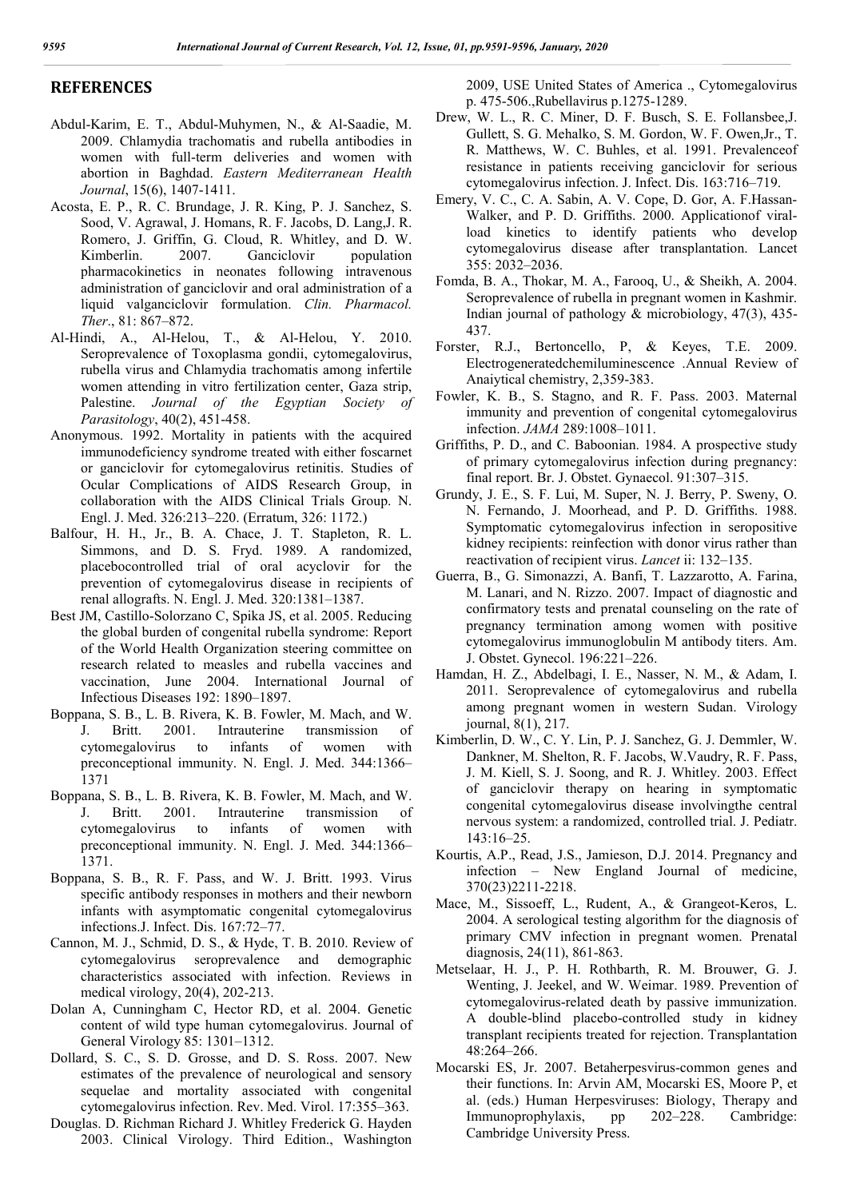## REFERENCES

Abdul-Karim, E. T., Abdul-Muhymen, N., & Al-Saadie, M. 2009. Chlamydia trachomatis and rubella antibodies in women with full-term deliveries and women with abortion in Baghdad. *Eastern Mediterranean Health Journal*, 15(6), 1407-1411.

Acosta, E. P., R. C. Brundage, J. R. King, P. J. Sanchez, S. Sood, V. Agrawal, J. Homans, R. F. Jacobs, D. Lang,J. R. Romero, J. Griffin, G. Cloud, R. Whitley, and D. W. Kimberlin. 2007. Ganciclovir population pharmacokinetics in neonates following intravenous administration of ganciclovir and oral administration of a liquid valganciclovir formulation. *Clin. Pharmacol. Ther*., 81: 867–872.

Al-Hindi, A., Al-Helou, T., & Al-Helou, Y. 2010. Seroprevalence of Toxoplasma gondii, cytomegalovirus, rubella virus and Chlamydia trachomatis among infertile women attending in vitro fertilization center, Gaza strip, Palestine. *Journal of the Egyptian Society of Parasitology*, 40(2), 451-458.

Anonymous. 1992. Mortality in patients with the acquired immunodeficiency syndrome treated with either foscarnet or ganciclovir for cytomegalovirus retinitis. Studies of Ocular Complications of AIDS Research Group, in collaboration with the AIDS Clinical Trials Group. N. Engl. J. Med. 326:213–220. (Erratum, 326: 1172.)

Balfour, H. H., Jr., B. A. Chace, J. T. Stapleton, R. L. Simmons, and D. S. Fryd. 1989. A randomized, placebocontrolled trial of oral acyclovir for the prevention of cytomegalovirus disease in recipients of renal allografts. N. Engl. J. Med. 320:1381–1387.

Best JM, Castillo-Solorzano C, Spika JS, et al. 2005. Reducing the global burden of congenital rubella syndrome: Report of the World Health Organization steering committee on research related to measles and rubella vaccines and vaccination, June 2004. International Journal of Infectious Diseases 192: 1890–1897.

Boppana, S. B., L. B. Rivera, K. B. Fowler, M. Mach, and W. J. Britt. 2001. Intrauterine transmission of cytomegalovirus to infants of women with preconceptional immunity. N. Engl. J. Med. 344:1366–1371

Boppana, S. B., L. B. Rivera, K. B. Fowler, M. Mach, and W. J. Britt. 2001. Intrauterine transmission of cytomegalovirus to infants of women with preconceptional immunity. N. Engl. J. Med. 344:1366–1371.

Boppana, S. B., R. F. Pass, and W. J. Britt. 1993. Virus specific antibody responses in mothers and their newborn infants with asymptomatic congenital cytomegalovirus infections.J. Infect. Dis. 167:72–77.

Cannon, M. J., Schmid, D. S., & Hyde, T. B. 2010. Review of cytomegalovirus seroprevalence and demographic characteristics associated with infection. Reviews in medical virology, 20(4), 202-213.

Dolan A, Cunningham C, Hector RD, et al. 2004. Genetic content of wild type human cytomegalovirus. Journal of General Virology 85: 1301–1312.

Dollard, S. C., S. D. Grosse, and D. S. Ross. 2007. New estimates of the prevalence of neurological and sensory sequelae and mortality associated with congenital cytomegalovirus infection. Rev. Med. Virol. 17:355–363.

Douglas. D. Richman Richard J. Whitley Frederick G. Hayden 2003. Clinical Virology. Third Edition., Washington 2009, USE United States of America ., Cytomegalovirus p. 475-506.,Rubellavirus p.1275-1289.

Drew, W. L., R. C. Miner, D. F. Busch, S. E. Follansbee,J. Gullett, S. G. Mehalko, S. M. Gordon, W. F. Owen,Jr., T. R. Matthews, W. C. Buhles, et al. 1991. Prevalenceof resistance in patients receiving ganciclovir for serious cytomegalovirus infection. J. Infect. Dis. 163:716–719.

Emery, V. C., C. A. Sabin, A. V. Cope, D. Gor, A. F.Hassan-Walker, and P. D. Griffiths. 2000. Applicationof viral-load kinetics to identify patients who develop cytomegalovirus disease after transplantation. Lancet 355: 2032–2036.

Fomda, B. A., Thokar, M. A., Farooq, U., & Sheikh, A. 2004. Seroprevalence of rubella in pregnant women in Kashmir. Indian journal of pathology & microbiology, 47(3), 435-437.

Forster, R.J., Bertoncello, P, & Keyes, T.E. 2009. Electrogeneratedchemiluminescence .Annual Review of Anaiytical chemistry, 2,359-383.

Fowler, K. B., S. Stagno, and R. F. Pass. 2003. Maternal immunity and prevention of congenital cytomegalovirus infection. *JAMA* 289:1008–1011.

Griffiths, P. D., and C. Baboonian. 1984. A prospective study of primary cytomegalovirus infection during pregnancy: final report. Br. J. Obstet. Gynaecol. 91:307–315.

Grundy, J. E., S. F. Lui, M. Super, N. J. Berry, P. Sweny, O. N. Fernando, J. Moorhead, and P. D. Griffiths. 1988. Symptomatic cytomegalovirus infection in seropositive kidney recipients: reinfection with donor virus rather than reactivation of recipient virus. *Lancet* ii: 132–135.

Guerra, B., G. Simonazzi, A. Banfi, T. Lazzarotto, A. Farina, M. Lanari, and N. Rizzo. 2007. Impact of diagnostic and confirmatory tests and prenatal counseling on the rate of pregnancy termination among women with positive cytomegalovirus immunoglobulin M antibody titers. Am. J. Obstet. Gynecol. 196:221–226.

Hamdan, H. Z., Abdelbagi, I. E., Nasser, N. M., & Adam, I. 2011. Seroprevalence of cytomegalovirus and rubella among pregnant women in western Sudan. Virology journal, 8(1), 217.

Kimberlin, D. W., C. Y. Lin, P. J. Sanchez, G. J. Demmler, W. Dankner, M. Shelton, R. F. Jacobs, W.Vaudry, R. F. Pass, J. M. Kiell, S. J. Soong, and R. J. Whitley. 2003. Effect of ganciclovir therapy on hearing in symptomatic congenital cytomegalovirus disease involvingthe central nervous system: a randomized, controlled trial. J. Pediatr. 143:16–25.

Kourtis, A.P., Read, J.S., Jamieson, D.J. 2014. Pregnancy and infection – New England Journal of medicine, 370(23)2211-2218.

Mace, M., Sissoeff, L., Rudent, A., & Grangeot-Keros, L. 2004. A serological testing algorithm for the diagnosis of primary CMV infection in pregnant women. Prenatal diagnosis, 24(11), 861-863.

Metselaar, H. J., P. H. Rothbarth, R. M. Brouwer, G. J. Wenting, J. Jeekel, and W. Weimar. 1989. Prevention of cytomegalovirus-related death by passive immunization. A double-blind placebo-controlled study in kidney transplant recipients treated for rejection. Transplantation 48:264–266.

Mocarski ES, Jr. 2007. Betaherpesvirus-common genes and their functions. In: Arvin AM, Mocarski ES, Moore P, et al. (eds.) Human Herpesviruses: Biology, Therapy and Immunoprophylaxis, pp 202–228. Cambridge: Cambridge University Press.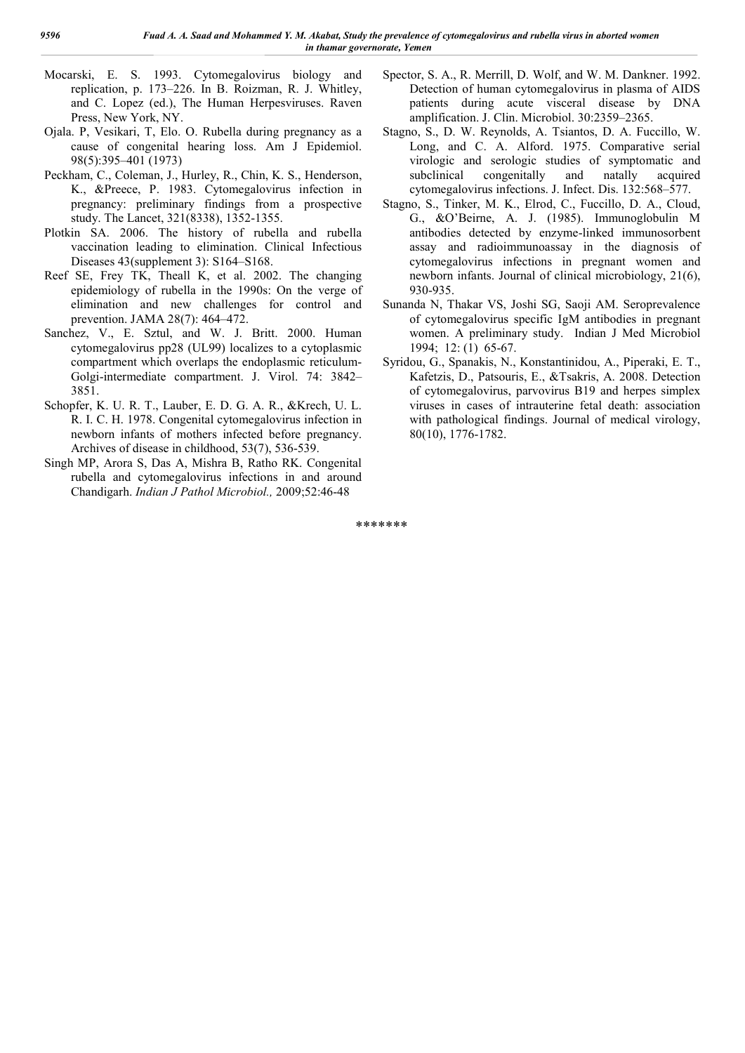Mocarski, E. S. 1993. Cytomegalovirus biology and replication, p. 173–226. In B. Roizman, R. J. Whitley, and C. Lopez (ed.), The Human Herpesviruses. Raven Press, New York, NY.

Ojala. P, Vesikari, T, Elo. O. Rubella during pregnancy as a cause of congenital hearing loss. Am J Epidemiol. 98(5):395–401 (1973)

Peckham, C., Coleman, J., Hurley, R., Chin, K. S., Henderson, K., &Preece, P. 1983. Cytomegalovirus infection in pregnancy: preliminary findings from a prospective study. The Lancet, 321(8338), 1352-1355.

Plotkin SA. 2006. The history of rubella and rubella vaccination leading to elimination. Clinical Infectious Diseases 43(supplement 3): S164–S168.

Reef SE, Frey TK, Theall K, et al. 2002. The changing epidemiology of rubella in the 1990s: On the verge of elimination and new challenges for control and prevention. JAMA 28(7): 464–472.

Sanchez, V., E. Sztul, and W. J. Britt. 2000. Human cytomegalovirus pp28 (UL99) localizes to a cytoplasmic compartment which overlaps the endoplasmic reticulum-Golgi-intermediate compartment. J. Virol. 74: 3842–3851.

Schopfer, K. U. R. T., Lauber, E. D. G. A. R., &Krech, U. L. R. I. C. H. 1978. Congenital cytomegalovirus infection in newborn infants of mothers infected before pregnancy. Archives of disease in childhood, 53(7), 536-539.

Singh MP, Arora S, Das A, Mishra B, Ratho RK. Congenital rubella and cytomegalovirus infections in and around Chandigarh. *Indian J Pathol Microbiol.,* 2009;52:46-48

Spector, S. A., R. Merrill, D. Wolf, and W. M. Dankner. 1992. Detection of human cytomegalovirus in plasma of AIDS patients during acute visceral disease by DNA amplification. J. Clin. Microbiol. 30:2359–2365.

Stagno, S., D. W. Reynolds, A. Tsiantos, D. A. Fuccillo, W. Long, and C. A. Alford. 1975. Comparative serial virologic and serologic studies of symptomatic and subclinical congenitally and natally acquired cytomegalovirus infections. J. Infect. Dis. 132:568–577.

Stagno, S., Tinker, M. K., Elrod, C., Fuccillo, D. A., Cloud, G., &O'Beirne, A. J. (1985). Immunoglobulin M antibodies detected by enzyme-linked immunosorbent assay and radioimmunoassay in the diagnosis of cytomegalovirus infections in pregnant women and newborn infants. Journal of clinical microbiology, 21(6), 930-935.

Sunanda N, Thakar VS, Joshi SG, Saoji AM. Seroprevalence of cytomegalovirus specific IgM antibodies in pregnant women. A preliminary study. Indian J Med Microbiol 1994; 12: (1) 65-67.

Syridou, G., Spanakis, N., Konstantinidou, A., Piperaki, E. T., Kafetzis, D., Patsouris, E., &Tsakris, A. 2008. Detection of cytomegalovirus, parvovirus B19 and herpes simplex viruses in cases of intrauterine fetal death: association with pathological findings. Journal of medical virology, 80(10), 1776-1782.

*******